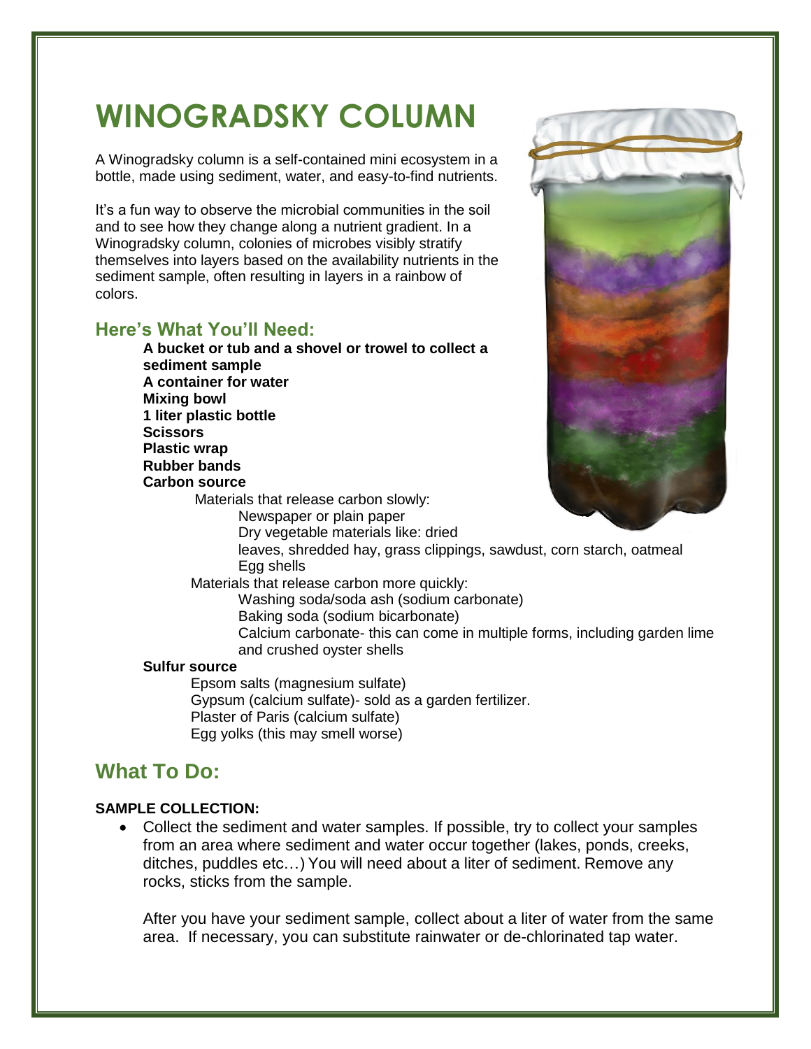# WINOGRADSKY COLUMN

A Winogradsky column is a self-contained mini ecosystem in a bottle, made using sediment, water, and easy-to-find nutrients.

It's a fun way to observe the microbial communities in the soil and to see how they change along a nutrient gradient. In a Winogradsky column, colonies of microbes visibly stratify themselves into layers based on the availability nutrients in the sediment sample, often resulting in layers in a rainbow of colors.

## Here's What You'll Need:

**A bucket or tub and a shovel or trowel to collect a sediment sample**
**A container for water**
**Mixing bowl**
**1 liter plastic bottle**
**Scissors**
**Plastic wrap**
**Rubber bands**
**Carbon source**

- Materials that release carbon slowly:
  - Newspaper or plain paper
  - Dry vegetable materials like: dried leaves, shredded hay, grass clippings, sawdust, corn starch, oatmeal
  - Egg shells
- Materials that release carbon more quickly:
  - Washing soda/soda ash (sodium carbonate)
  - Baking soda (sodium bicarbonate)
  - Calcium carbonate- this can come in multiple forms, including garden lime and crushed oyster shells

**Sulfur source**

- Epsom salts (magnesium sulfate)
- Gypsum (calcium sulfate)- sold as a garden fertilizer.
- Plaster of Paris (calcium sulfate)
- Egg yolks (this may smell worse)

## What To Do:

**SAMPLE COLLECTION:**

- Collect the sediment and water samples. If possible, try to collect your samples from an area where sediment and water occur together (lakes, ponds, creeks, ditches, puddles etc…) You will need about a liter of sediment. Remove any rocks, sticks from the sample.

  After you have your sediment sample, collect about a liter of water from the same area. If necessary, you can substitute rainwater or de-chlorinated tap water.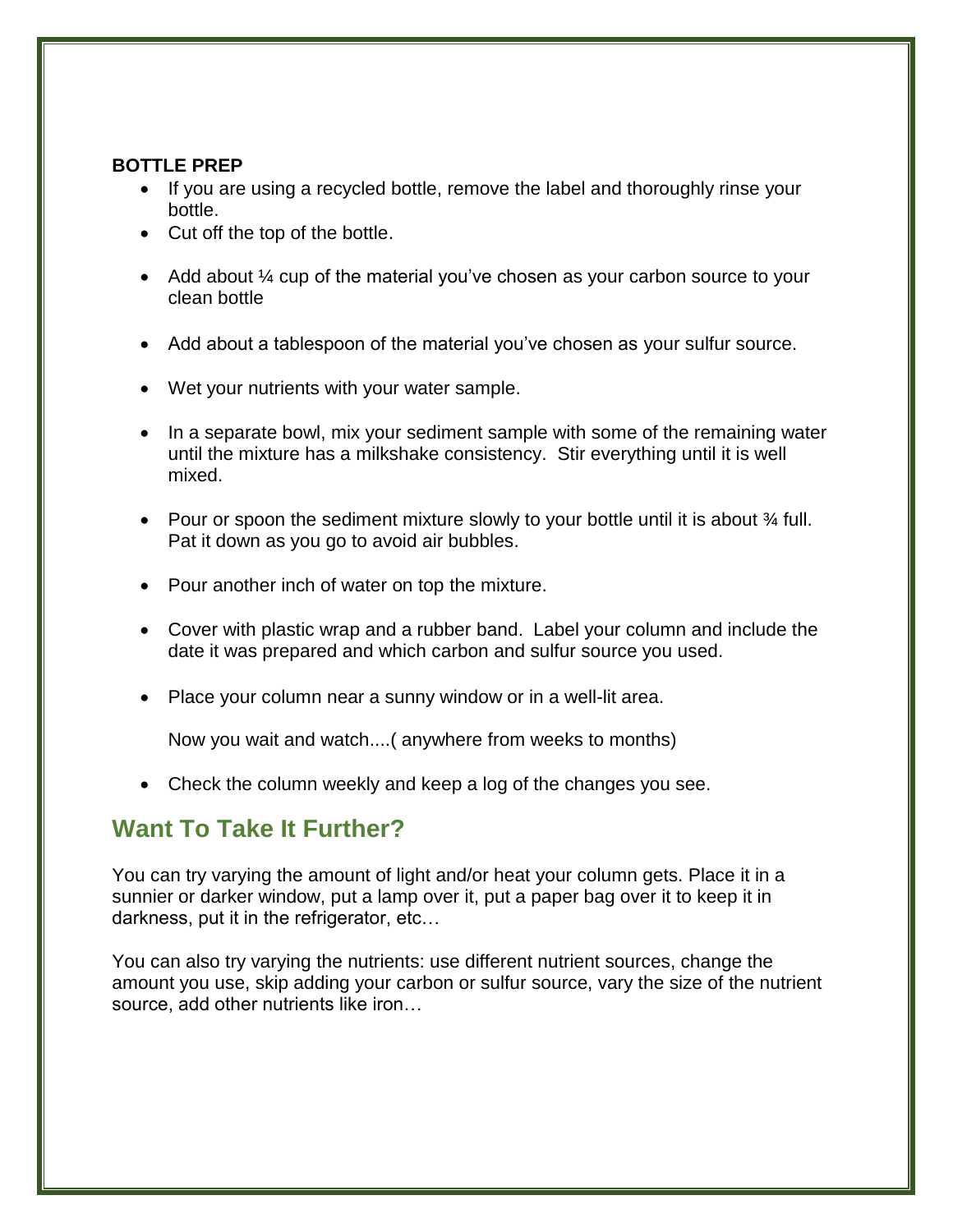**BOTTLE PREP**

- If you are using a recycled bottle, remove the label and thoroughly rinse your bottle.
- Cut off the top of the bottle.
- Add about ¼ cup of the material you've chosen as your carbon source to your clean bottle
- Add about a tablespoon of the material you've chosen as your sulfur source.
- Wet your nutrients with your water sample.
- In a separate bowl, mix your sediment sample with some of the remaining water until the mixture has a milkshake consistency. Stir everything until it is well mixed.
- Pour or spoon the sediment mixture slowly to your bottle until it is about ¾ full. Pat it down as you go to avoid air bubbles.
- Pour another inch of water on top the mixture.
- Cover with plastic wrap and a rubber band. Label your column and include the date it was prepared and which carbon and sulfur source you used.
- Place your column near a sunny window or in a well-lit area.

  Now you wait and watch....( anywhere from weeks to months)

- Check the column weekly and keep a log of the changes you see.

## Want To Take It Further?

You can try varying the amount of light and/or heat your column gets. Place it in a sunnier or darker window, put a lamp over it, put a paper bag over it to keep it in darkness, put it in the refrigerator, etc…

You can also try varying the nutrients: use different nutrient sources, change the amount you use, skip adding your carbon or sulfur source, vary the size of the nutrient source, add other nutrients like iron…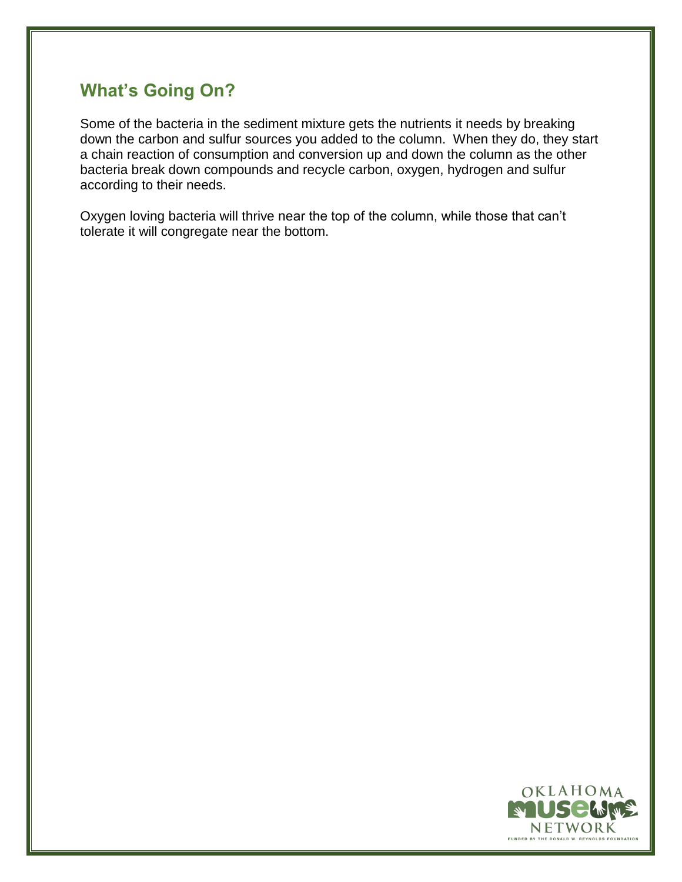## What's Going On?

Some of the bacteria in the sediment mixture gets the nutrients it needs by breaking down the carbon and sulfur sources you added to the column. When they do, they start a chain reaction of consumption and conversion up and down the column as the other bacteria break down compounds and recycle carbon, oxygen, hydrogen and sulfur according to their needs.

Oxygen loving bacteria will thrive near the top of the column, while those that can't tolerate it will congregate near the bottom.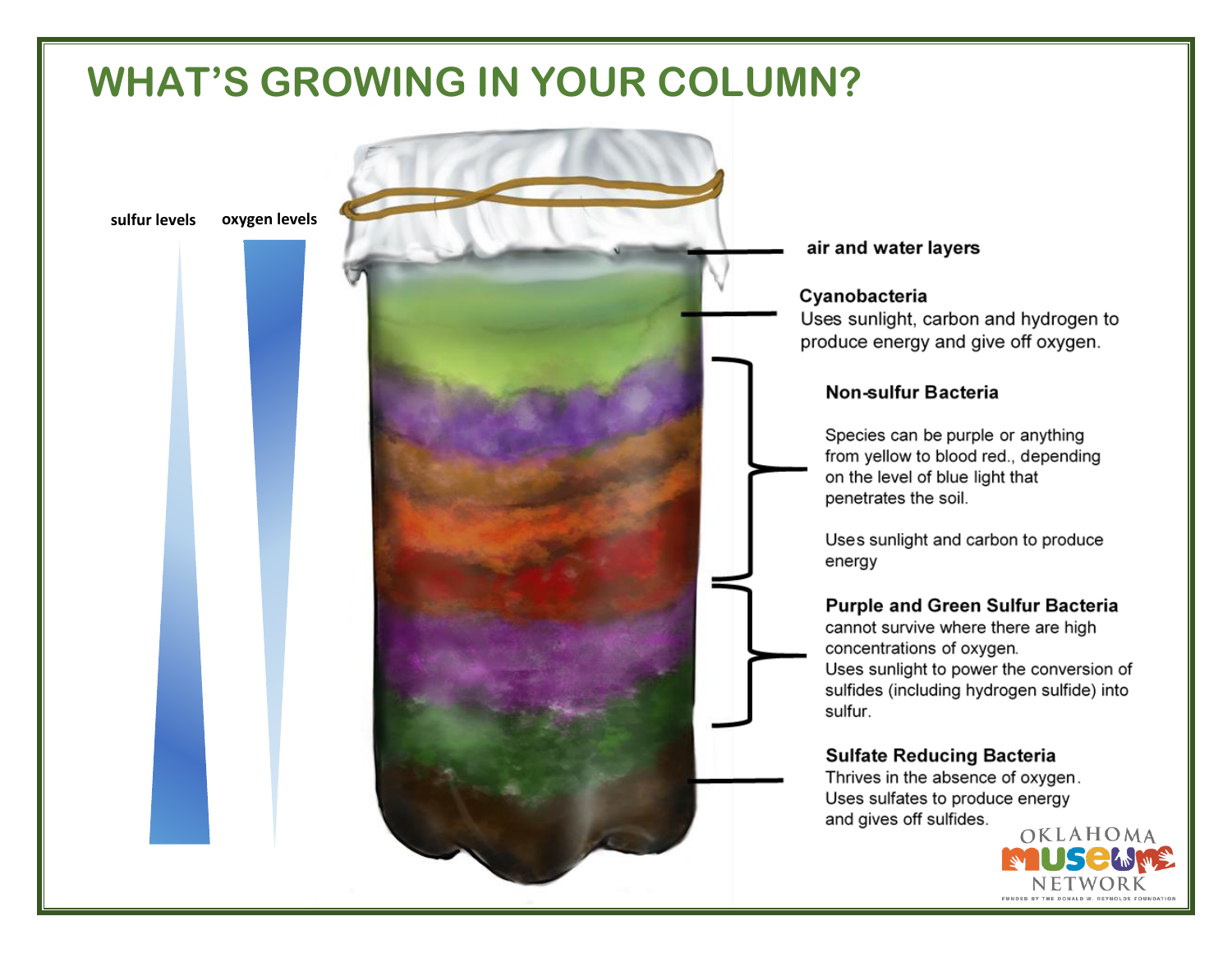# WHAT'S GROWING IN YOUR COLUMN?

sulfur levels

oxygen levels

**air and water layers**

**Cyanobacteria**
Uses sunlight, carbon and hydrogen to produce energy and give off oxygen.

**Non-sulfur Bacteria**

Species can be purple or anything from yellow to blood red., depending on the level of blue light that penetrates the soil.

Uses sunlight and carbon to produce energy

**Purple and Green Sulfur Bacteria**
cannot survive where there are high concentrations of oxygen.
Uses sunlight to power the conversion of sulfides (including hydrogen sulfide) into sulfur.

**Sulfate Reducing Bacteria**
Thrives in the absence of oxygen.
Uses sulfates to produce energy and gives off sulfides.

OKLAHOMA MUSEUMS NETWORK
FUNDED BY THE DONALD W. REYNOLDS FOUNDATION